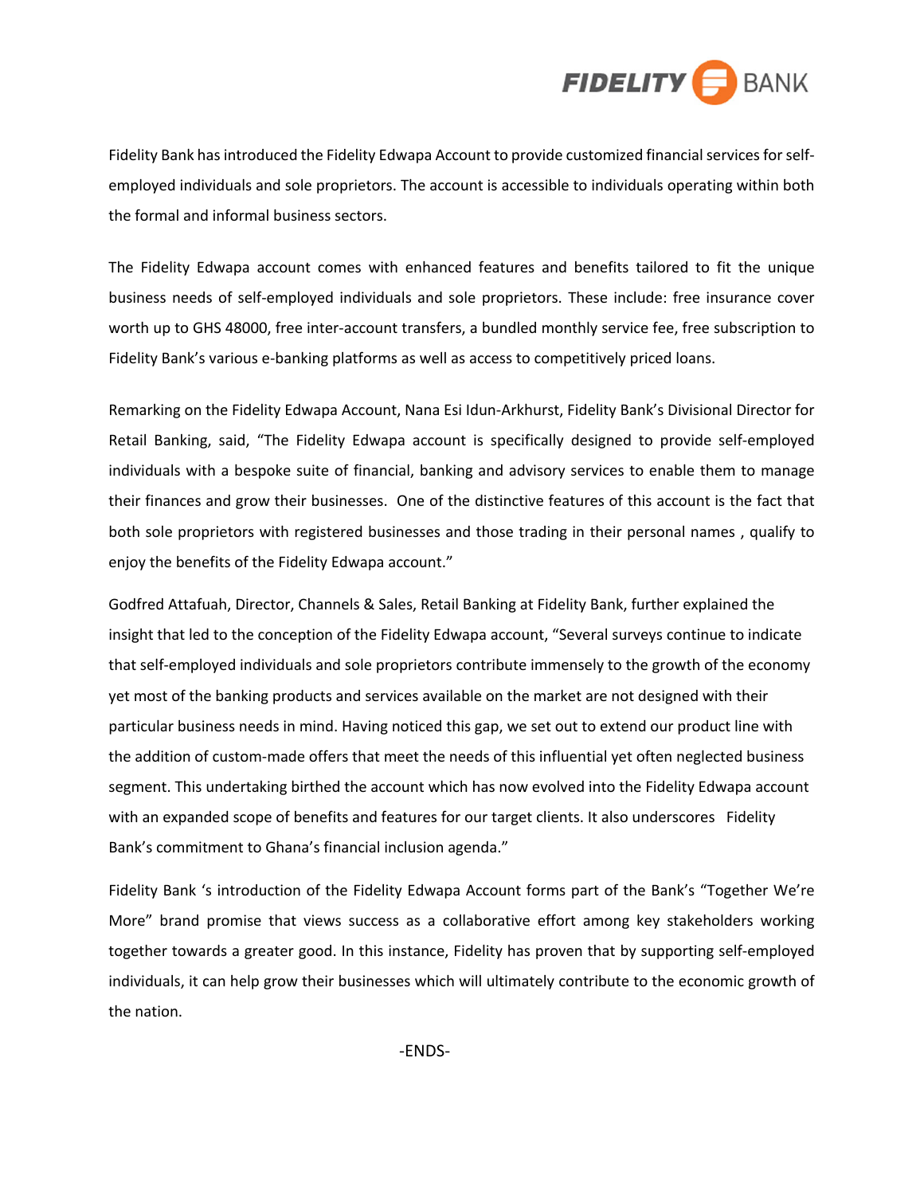FIDELITY BANK

Fidelity Bank has introduced the Fidelity Edwapa Account to provide customized financial services for self-employed individuals and sole proprietors. The account is accessible to individuals operating within both the formal and informal business sectors.

The Fidelity Edwapa account comes with enhanced features and benefits tailored to fit the unique business needs of self-employed individuals and sole proprietors. These include: free insurance cover worth up to GHS 48000, free inter-account transfers, a bundled monthly service fee, free subscription to Fidelity Bank's various e-banking platforms as well as access to competitively priced loans.

Remarking on the Fidelity Edwapa Account, Nana Esi Idun-Arkhurst, Fidelity Bank's Divisional Director for Retail Banking, said, "The Fidelity Edwapa account is specifically designed to provide self-employed individuals with a bespoke suite of financial, banking and advisory services to enable them to manage their finances and grow their businesses. One of the distinctive features of this account is the fact that both sole proprietors with registered businesses and those trading in their personal names , qualify to enjoy the benefits of the Fidelity Edwapa account."

Godfred Attafuah, Director, Channels & Sales, Retail Banking at Fidelity Bank, further explained the insight that led to the conception of the Fidelity Edwapa account, "Several surveys continue to indicate that self-employed individuals and sole proprietors contribute immensely to the growth of the economy yet most of the banking products and services available on the market are not designed with their particular business needs in mind. Having noticed this gap, we set out to extend our product line with the addition of custom-made offers that meet the needs of this influential yet often neglected business segment. This undertaking birthed the account which has now evolved into the Fidelity Edwapa account with an expanded scope of benefits and features for our target clients. It also underscores Fidelity Bank's commitment to Ghana's financial inclusion agenda."

Fidelity Bank 's introduction of the Fidelity Edwapa Account forms part of the Bank's "Together We're More" brand promise that views success as a collaborative effort among key stakeholders working together towards a greater good. In this instance, Fidelity has proven that by supporting self-employed individuals, it can help grow their businesses which will ultimately contribute to the economic growth of the nation.

-ENDS-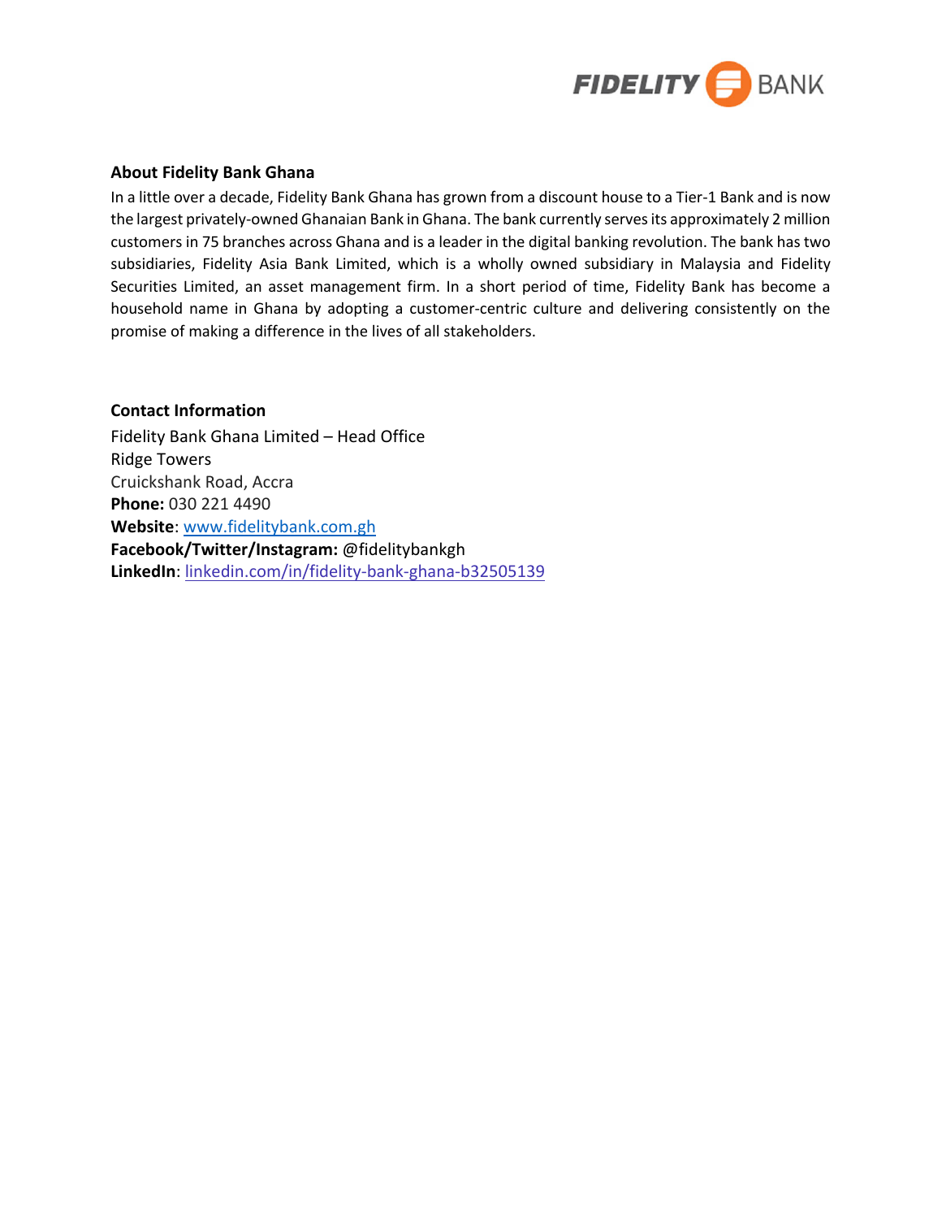**About Fidelity Bank Ghana**

In a little over a decade, Fidelity Bank Ghana has grown from a discount house to a Tier-1 Bank and is now the largest privately-owned Ghanaian Bank in Ghana. The bank currently serves its approximately 2 million customers in 75 branches across Ghana and is a leader in the digital banking revolution. The bank has two subsidiaries, Fidelity Asia Bank Limited, which is a wholly owned subsidiary in Malaysia and Fidelity Securities Limited, an asset management firm. In a short period of time, Fidelity Bank has become a household name in Ghana by adopting a customer-centric culture and delivering consistently on the promise of making a difference in the lives of all stakeholders.

**Contact Information**

Fidelity Bank Ghana Limited – Head Office
Ridge Towers
Cruickshank Road, Accra
**Phone:** 030 221 4490
**Website**: www.fidelitybank.com.gh
**Facebook/Twitter/Instagram:** @fidelitybankgh
**LinkedIn**: linkedin.com/in/fidelity-bank-ghana-b32505139